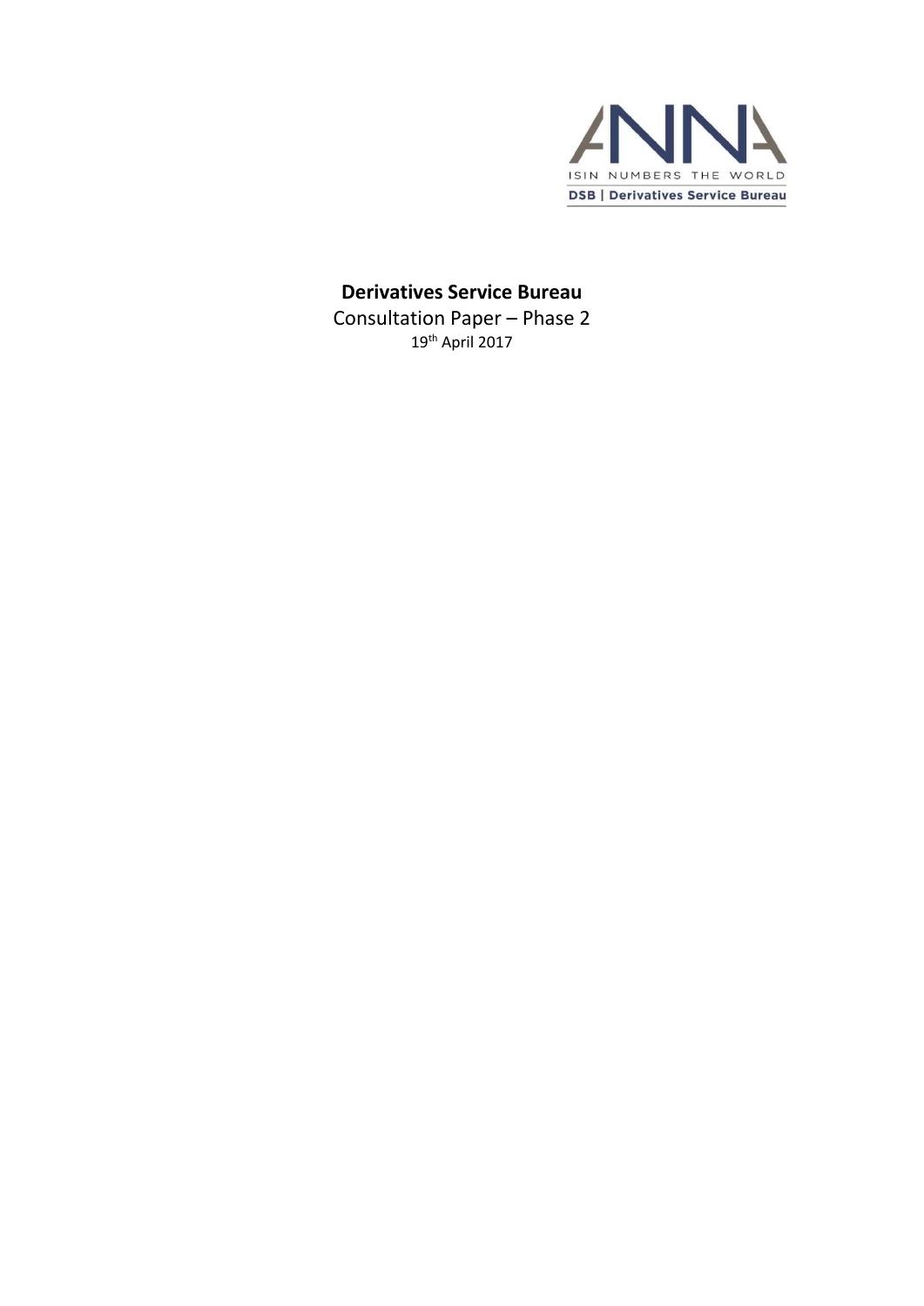ISIN NUMBERS THE WORLD

DSB | Derivatives Service Bureau

# Derivatives Service Bureau

Consultation Paper – Phase 2

19th April 2017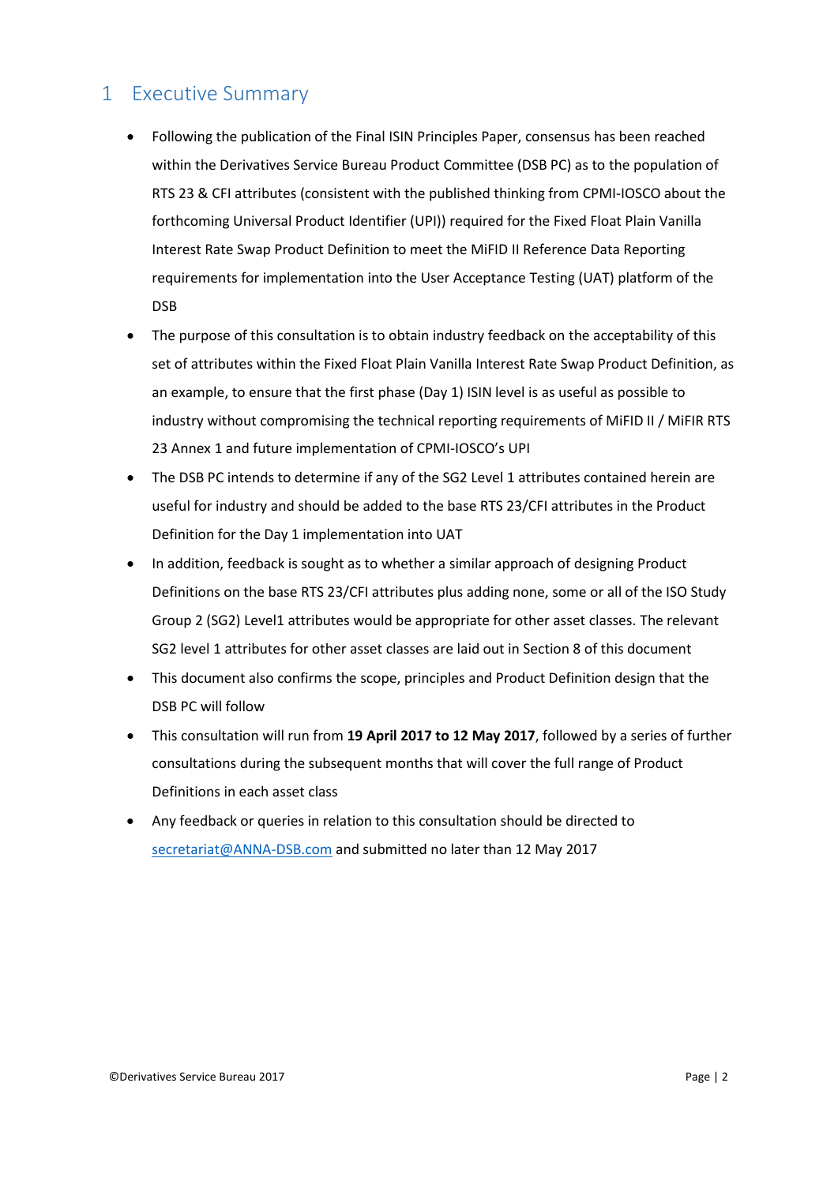# 1 Executive Summary

- Following the publication of the Final ISIN Principles Paper, consensus has been reached within the Derivatives Service Bureau Product Committee (DSB PC) as to the population of RTS 23 & CFI attributes (consistent with the published thinking from CPMI-IOSCO about the forthcoming Universal Product Identifier (UPI)) required for the Fixed Float Plain Vanilla Interest Rate Swap Product Definition to meet the MiFID II Reference Data Reporting requirements for implementation into the User Acceptance Testing (UAT) platform of the DSB
- The purpose of this consultation is to obtain industry feedback on the acceptability of this set of attributes within the Fixed Float Plain Vanilla Interest Rate Swap Product Definition, as an example, to ensure that the first phase (Day 1) ISIN level is as useful as possible to industry without compromising the technical reporting requirements of MiFID II / MiFIR RTS 23 Annex 1 and future implementation of CPMI-IOSCO's UPI
- The DSB PC intends to determine if any of the SG2 Level 1 attributes contained herein are useful for industry and should be added to the base RTS 23/CFI attributes in the Product Definition for the Day 1 implementation into UAT
- In addition, feedback is sought as to whether a similar approach of designing Product Definitions on the base RTS 23/CFI attributes plus adding none, some or all of the ISO Study Group 2 (SG2) Level1 attributes would be appropriate for other asset classes. The relevant SG2 level 1 attributes for other asset classes are laid out in Section 8 of this document
- This document also confirms the scope, principles and Product Definition design that the DSB PC will follow
- This consultation will run from **19 April 2017 to 12 May 2017**, followed by a series of further consultations during the subsequent months that will cover the full range of Product Definitions in each asset class
- Any feedback or queries in relation to this consultation should be directed to secretariat@ANNA-DSB.com and submitted no later than 12 May 2017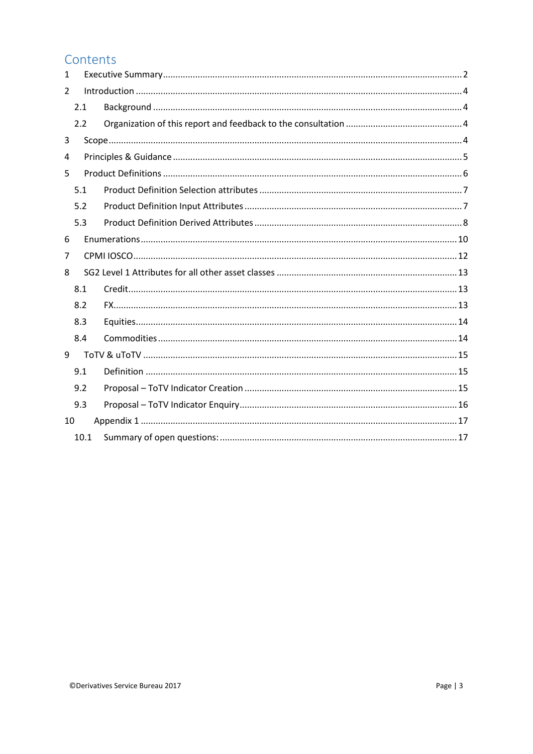# Contents

1 Executive Summary ........................................................................................................ 2

2 Introduction .................................................................................................................. 4

2.1 Background ............................................................................................................ 4

2.2 Organization of this report and feedback to the consultation ................................ 4

3 Scope ............................................................................................................................. 4

4 Principles & Guidance .................................................................................................... 5

5 Product Definitions ......................................................................................................... 6

5.1 Product Definition Selection attributes .................................................................. 7

5.2 Product Definition Input Attributes ......................................................................... 7

5.3 Product Definition Derived Attributes .................................................................... 8

6 Enumerations ............................................................................................................... 10

7 CPMI IOSCO .................................................................................................................. 12

8 SG2 Level 1 Attributes for all other asset classes ......................................................... 13

8.1 Credit ..................................................................................................................... 13

8.2 FX ........................................................................................................................... 13

8.3 Equities .................................................................................................................. 14

8.4 Commodities ......................................................................................................... 14

9 ToTV & uToTV ............................................................................................................... 15

9.1 Definition ............................................................................................................... 15

9.2 Proposal – ToTV Indicator Creation ....................................................................... 15

9.3 Proposal – ToTV Indicator Enquiry ......................................................................... 16

10 Appendix 1 ................................................................................................................. 17

10.1 Summary of open questions: ................................................................................ 17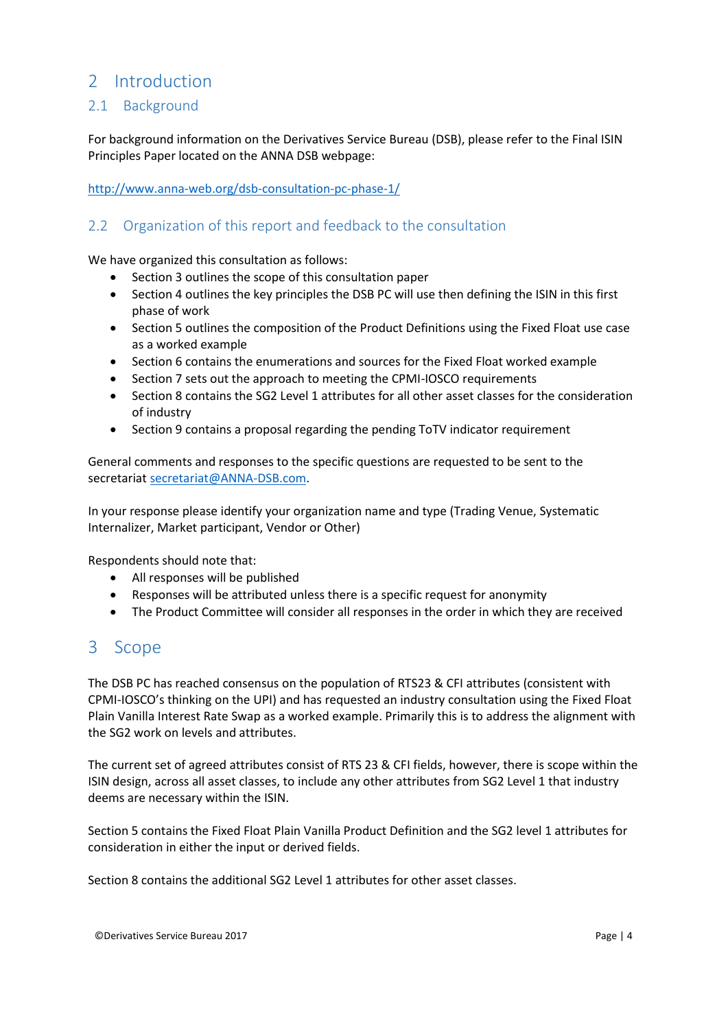# 2 Introduction

## 2.1 Background

For background information on the Derivatives Service Bureau (DSB), please refer to the Final ISIN Principles Paper located on the ANNA DSB webpage:

http://www.anna-web.org/dsb-consultation-pc-phase-1/

## 2.2 Organization of this report and feedback to the consultation

We have organized this consultation as follows:

- Section 3 outlines the scope of this consultation paper
- Section 4 outlines the key principles the DSB PC will use then defining the ISIN in this first phase of work
- Section 5 outlines the composition of the Product Definitions using the Fixed Float use case as a worked example
- Section 6 contains the enumerations and sources for the Fixed Float worked example
- Section 7 sets out the approach to meeting the CPMI-IOSCO requirements
- Section 8 contains the SG2 Level 1 attributes for all other asset classes for the consideration of industry
- Section 9 contains a proposal regarding the pending ToTV indicator requirement

General comments and responses to the specific questions are requested to be sent to the secretariat secretariat@ANNA-DSB.com.

In your response please identify your organization name and type (Trading Venue, Systematic Internalizer, Market participant, Vendor or Other)

Respondents should note that:

- All responses will be published
- Responses will be attributed unless there is a specific request for anonymity
- The Product Committee will consider all responses in the order in which they are received

# 3 Scope

The DSB PC has reached consensus on the population of RTS23 & CFI attributes (consistent with CPMI-IOSCO's thinking on the UPI) and has requested an industry consultation using the Fixed Float Plain Vanilla Interest Rate Swap as a worked example. Primarily this is to address the alignment with the SG2 work on levels and attributes.

The current set of agreed attributes consist of RTS 23 & CFI fields, however, there is scope within the ISIN design, across all asset classes, to include any other attributes from SG2 Level 1 that industry deems are necessary within the ISIN.

Section 5 contains the Fixed Float Plain Vanilla Product Definition and the SG2 level 1 attributes for consideration in either the input or derived fields.

Section 8 contains the additional SG2 Level 1 attributes for other asset classes.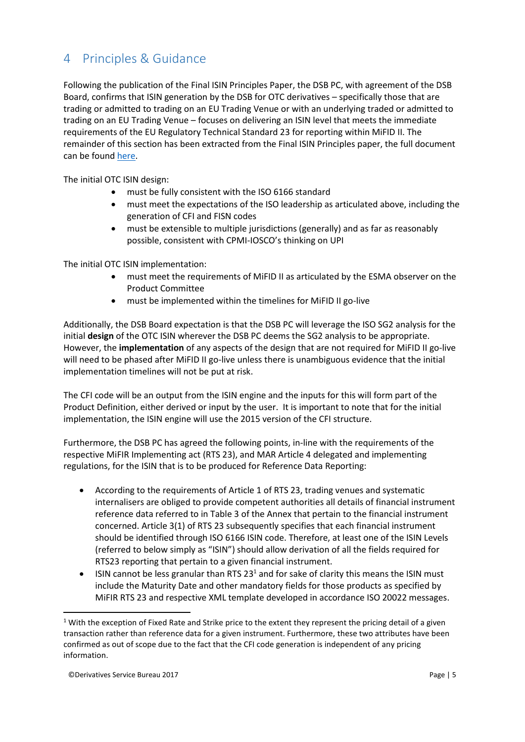# 4 Principles & Guidance

Following the publication of the Final ISIN Principles Paper, the DSB PC, with agreement of the DSB Board, confirms that ISIN generation by the DSB for OTC derivatives – specifically those that are trading or admitted to trading on an EU Trading Venue or with an underlying traded or admitted to trading on an EU Trading Venue – focuses on delivering an ISIN level that meets the immediate requirements of the EU Regulatory Technical Standard 23 for reporting within MiFID II. The remainder of this section has been extracted from the Final ISIN Principles paper, the full document can be found here.

The initial OTC ISIN design:

- must be fully consistent with the ISO 6166 standard
- must meet the expectations of the ISO leadership as articulated above, including the generation of CFI and FISN codes
- must be extensible to multiple jurisdictions (generally) and as far as reasonably possible, consistent with CPMI-IOSCO's thinking on UPI

The initial OTC ISIN implementation:

- must meet the requirements of MiFID II as articulated by the ESMA observer on the Product Committee
- must be implemented within the timelines for MiFID II go-live

Additionally, the DSB Board expectation is that the DSB PC will leverage the ISO SG2 analysis for the initial **design** of the OTC ISIN wherever the DSB PC deems the SG2 analysis to be appropriate. However, the **implementation** of any aspects of the design that are not required for MiFID II go-live will need to be phased after MiFID II go-live unless there is unambiguous evidence that the initial implementation timelines will not be put at risk.

The CFI code will be an output from the ISIN engine and the inputs for this will form part of the Product Definition, either derived or input by the user. It is important to note that for the initial implementation, the ISIN engine will use the 2015 version of the CFI structure.

Furthermore, the DSB PC has agreed the following points, in-line with the requirements of the respective MiFIR Implementing act (RTS 23), and MAR Article 4 delegated and implementing regulations, for the ISIN that is to be produced for Reference Data Reporting:

- According to the requirements of Article 1 of RTS 23, trading venues and systematic internalisers are obliged to provide competent authorities all details of financial instrument reference data referred to in Table 3 of the Annex that pertain to the financial instrument concerned. Article 3(1) of RTS 23 subsequently specifies that each financial instrument should be identified through ISO 6166 ISIN code. Therefore, at least one of the ISIN Levels (referred to below simply as "ISIN") should allow derivation of all the fields required for RTS23 reporting that pertain to a given financial instrument.
- ISIN cannot be less granular than RTS 23[1] and for sake of clarity this means the ISIN must include the Maturity Date and other mandatory fields for those products as specified by MiFIR RTS 23 and respective XML template developed in accordance ISO 20022 messages.

[1] With the exception of Fixed Rate and Strike price to the extent they represent the pricing detail of a given transaction rather than reference data for a given instrument. Furthermore, these two attributes have been confirmed as out of scope due to the fact that the CFI code generation is independent of any pricing information.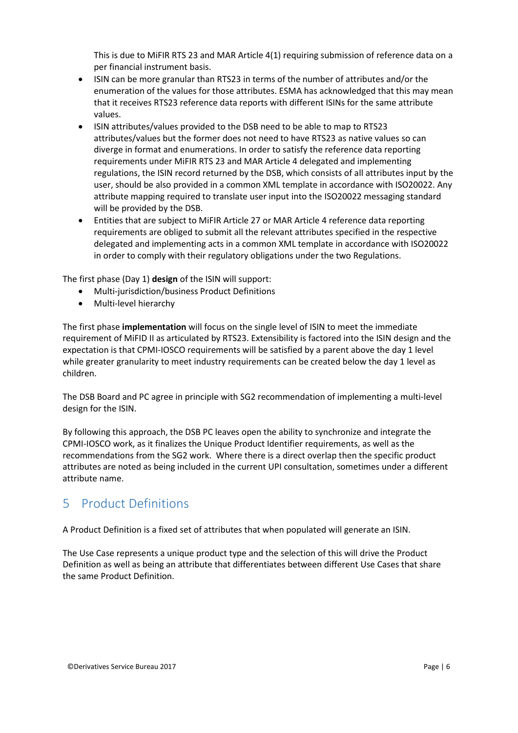This is due to MiFIR RTS 23 and MAR Article 4(1) requiring submission of reference data on a per financial instrument basis.

- ISIN can be more granular than RTS23 in terms of the number of attributes and/or the enumeration of the values for those attributes. ESMA has acknowledged that this may mean that it receives RTS23 reference data reports with different ISINs for the same attribute values.
- ISIN attributes/values provided to the DSB need to be able to map to RTS23 attributes/values but the former does not need to have RTS23 as native values so can diverge in format and enumerations. In order to satisfy the reference data reporting requirements under MiFIR RTS 23 and MAR Article 4 delegated and implementing regulations, the ISIN record returned by the DSB, which consists of all attributes input by the user, should be also provided in a common XML template in accordance with ISO20022. Any attribute mapping required to translate user input into the ISO20022 messaging standard will be provided by the DSB.
- Entities that are subject to MiFIR Article 27 or MAR Article 4 reference data reporting requirements are obliged to submit all the relevant attributes specified in the respective delegated and implementing acts in a common XML template in accordance with ISO20022 in order to comply with their regulatory obligations under the two Regulations.

The first phase (Day 1) **design** of the ISIN will support:

- Multi-jurisdiction/business Product Definitions
- Multi-level hierarchy

The first phase **implementation** will focus on the single level of ISIN to meet the immediate requirement of MiFID II as articulated by RTS23. Extensibility is factored into the ISIN design and the expectation is that CPMI-IOSCO requirements will be satisfied by a parent above the day 1 level while greater granularity to meet industry requirements can be created below the day 1 level as children.

The DSB Board and PC agree in principle with SG2 recommendation of implementing a multi-level design for the ISIN.

By following this approach, the DSB PC leaves open the ability to synchronize and integrate the CPMI-IOSCO work, as it finalizes the Unique Product Identifier requirements, as well as the recommendations from the SG2 work. Where there is a direct overlap then the specific product attributes are noted as being included in the current UPI consultation, sometimes under a different attribute name.

# 5 Product Definitions

A Product Definition is a fixed set of attributes that when populated will generate an ISIN.

The Use Case represents a unique product type and the selection of this will drive the Product Definition as well as being an attribute that differentiates between different Use Cases that share the same Product Definition.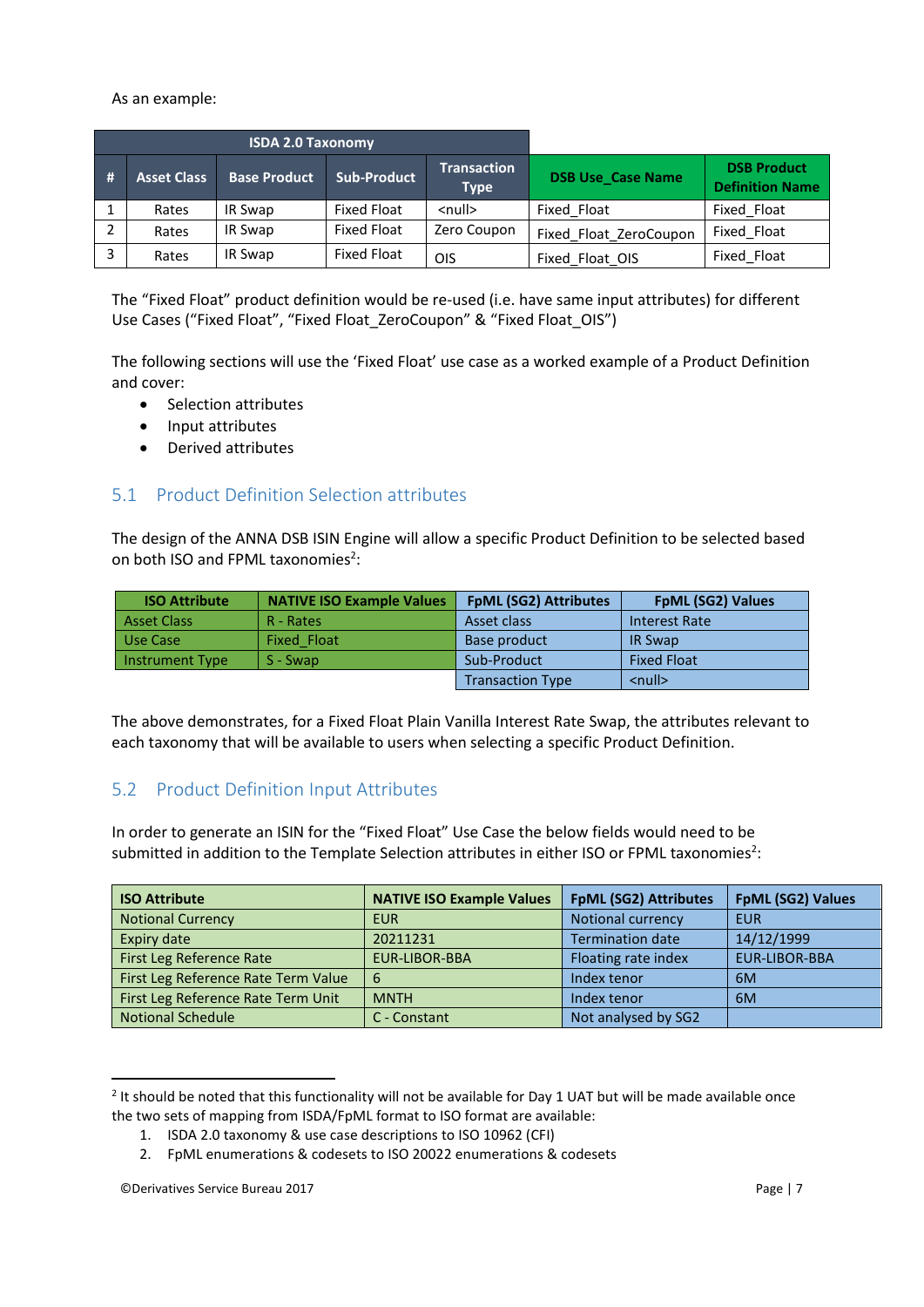As an example:

| ISDA 2.0 Taxonomy | | | | | | |
|---|---|---|---|---|---|---|
| # | Asset Class | Base Product | Sub-Product | Transaction Type | DSB Use_Case Name | DSB Product Definition Name |
| 1 | Rates | IR Swap | Fixed Float | <null> | Fixed_Float | Fixed_Float |
| 2 | Rates | IR Swap | Fixed Float | Zero Coupon | Fixed_Float_ZeroCoupon | Fixed_Float |
| 3 | Rates | IR Swap | Fixed Float | OIS | Fixed_Float_OIS | Fixed_Float |

The "Fixed Float" product definition would be re-used (i.e. have same input attributes) for different Use Cases ("Fixed Float", "Fixed Float_ZeroCoupon" & "Fixed Float_OIS")

The following sections will use the 'Fixed Float' use case as a worked example of a Product Definition and cover:

- Selection attributes
- Input attributes
- Derived attributes

## 5.1 Product Definition Selection attributes

The design of the ANNA DSB ISIN Engine will allow a specific Product Definition to be selected based on both ISO and FPML taxonomies[2]:

| ISO Attribute | NATIVE ISO Example Values | FpML (SG2) Attributes | FpML (SG2) Values |
|---|---|---|---|
| Asset Class | R - Rates | Asset class | Interest Rate |
| Use Case | Fixed_Float | Base product | IR Swap |
| Instrument Type | S - Swap | Sub-Product | Fixed Float |
| | | Transaction Type | <null> |

The above demonstrates, for a Fixed Float Plain Vanilla Interest Rate Swap, the attributes relevant to each taxonomy that will be available to users when selecting a specific Product Definition.

## 5.2 Product Definition Input Attributes

In order to generate an ISIN for the "Fixed Float" Use Case the below fields would need to be submitted in addition to the Template Selection attributes in either ISO or FPML taxonomies[2]:

| ISO Attribute | NATIVE ISO Example Values | FpML (SG2) Attributes | FpML (SG2) Values |
|---|---|---|---|
| Notional Currency | EUR | Notional currency | EUR |
| Expiry date | 20211231 | Termination date | 14/12/1999 |
| First Leg Reference Rate | EUR-LIBOR-BBA | Floating rate index | EUR-LIBOR-BBA |
| First Leg Reference Rate Term Value | 6 | Index tenor | 6M |
| First Leg Reference Rate Term Unit | MNTH | Index tenor | 6M |
| Notional Schedule | C - Constant | Not analysed by SG2 | |

---

[2] It should be noted that this functionality will not be available for Day 1 UAT but will be made available once the two sets of mapping from ISDA/FpML format to ISO format are available:

1. ISDA 2.0 taxonomy & use case descriptions to ISO 10962 (CFI)
2. FpML enumerations & codesets to ISO 20022 enumerations & codesets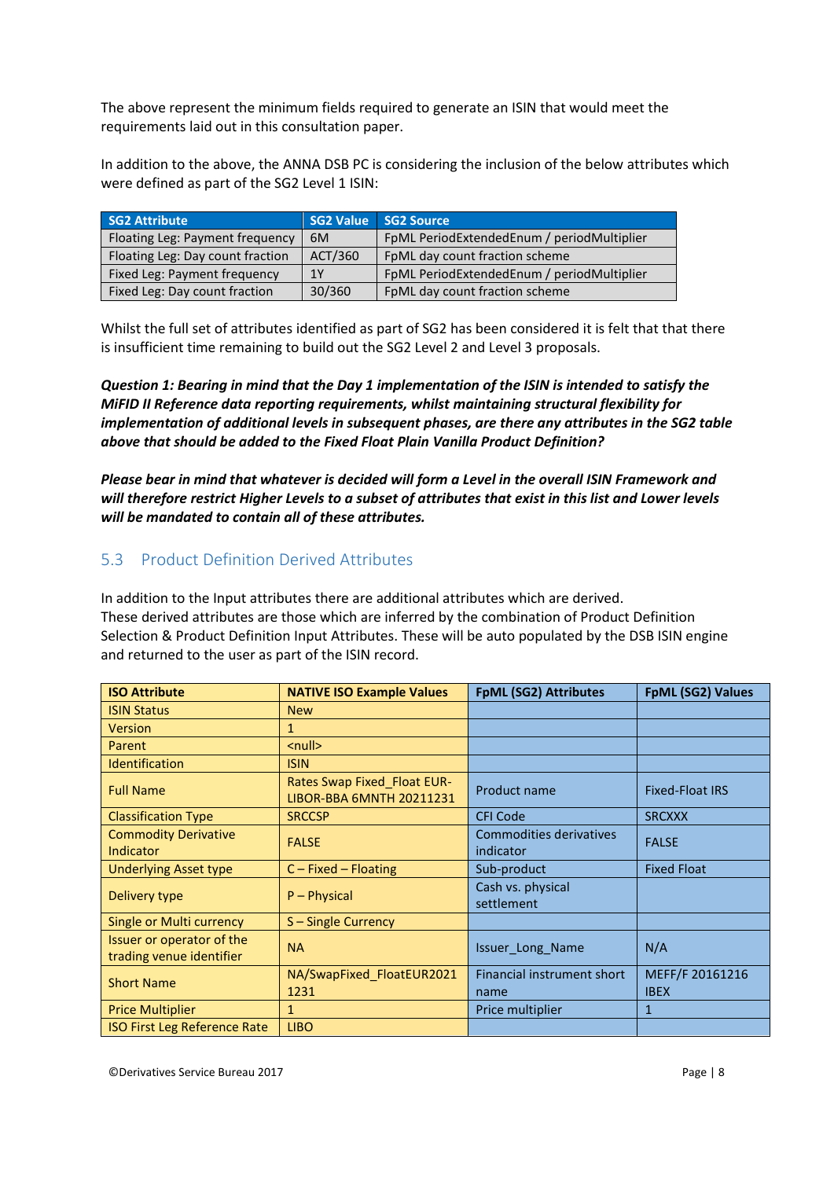The above represent the minimum fields required to generate an ISIN that would meet the requirements laid out in this consultation paper.

In addition to the above, the ANNA DSB PC is considering the inclusion of the below attributes which were defined as part of the SG2 Level 1 ISIN:

| SG2 Attribute | SG2 Value | SG2 Source |
|---|---|---|
| Floating Leg: Payment frequency | 6M | FpML PeriodExtendedEnum / periodMultiplier |
| Floating Leg: Day count fraction | ACT/360 | FpML day count fraction scheme |
| Fixed Leg: Payment frequency | 1Y | FpML PeriodExtendedEnum / periodMultiplier |
| Fixed Leg: Day count fraction | 30/360 | FpML day count fraction scheme |

Whilst the full set of attributes identified as part of SG2 has been considered it is felt that that there is insufficient time remaining to build out the SG2 Level 2 and Level 3 proposals.

***Question 1: Bearing in mind that the Day 1 implementation of the ISIN is intended to satisfy the MiFID II Reference data reporting requirements, whilst maintaining structural flexibility for implementation of additional levels in subsequent phases, are there any attributes in the SG2 table above that should be added to the Fixed Float Plain Vanilla Product Definition?***

***Please bear in mind that whatever is decided will form a Level in the overall ISIN Framework and will therefore restrict Higher Levels to a subset of attributes that exist in this list and Lower levels will be mandated to contain all of these attributes.***

## 5.3 Product Definition Derived Attributes

In addition to the Input attributes there are additional attributes which are derived.
These derived attributes are those which are inferred by the combination of Product Definition Selection & Product Definition Input Attributes. These will be auto populated by the DSB ISIN engine and returned to the user as part of the ISIN record.

| ISO Attribute | NATIVE ISO Example Values | FpML (SG2) Attributes | FpML (SG2) Values |
|---|---|---|---|
| ISIN Status | New | | |
| Version | 1 | | |
| Parent | <null> | | |
| Identification | ISIN | | |
| Full Name | Rates Swap Fixed_Float EUR-LIBOR-BBA 6MNTH 20211231 | Product name | Fixed-Float IRS |
| Classification Type | SRCCSP | CFI Code | SRCXXX |
| Commodity Derivative Indicator | FALSE | Commodities derivatives indicator | FALSE |
| Underlying Asset type | C – Fixed – Floating | Sub-product | Fixed Float |
| Delivery type | P – Physical | Cash vs. physical settlement | |
| Single or Multi currency | S – Single Currency | | |
| Issuer or operator of the trading venue identifier | NA | Issuer_Long_Name | N/A |
| Short Name | NA/SwapFixed_FloatEUR2021 1231 | Financial instrument short name | MEFF/F 20161216 IBEX |
| Price Multiplier | 1 | Price multiplier | 1 |
| ISO First Leg Reference Rate | LIBO | | |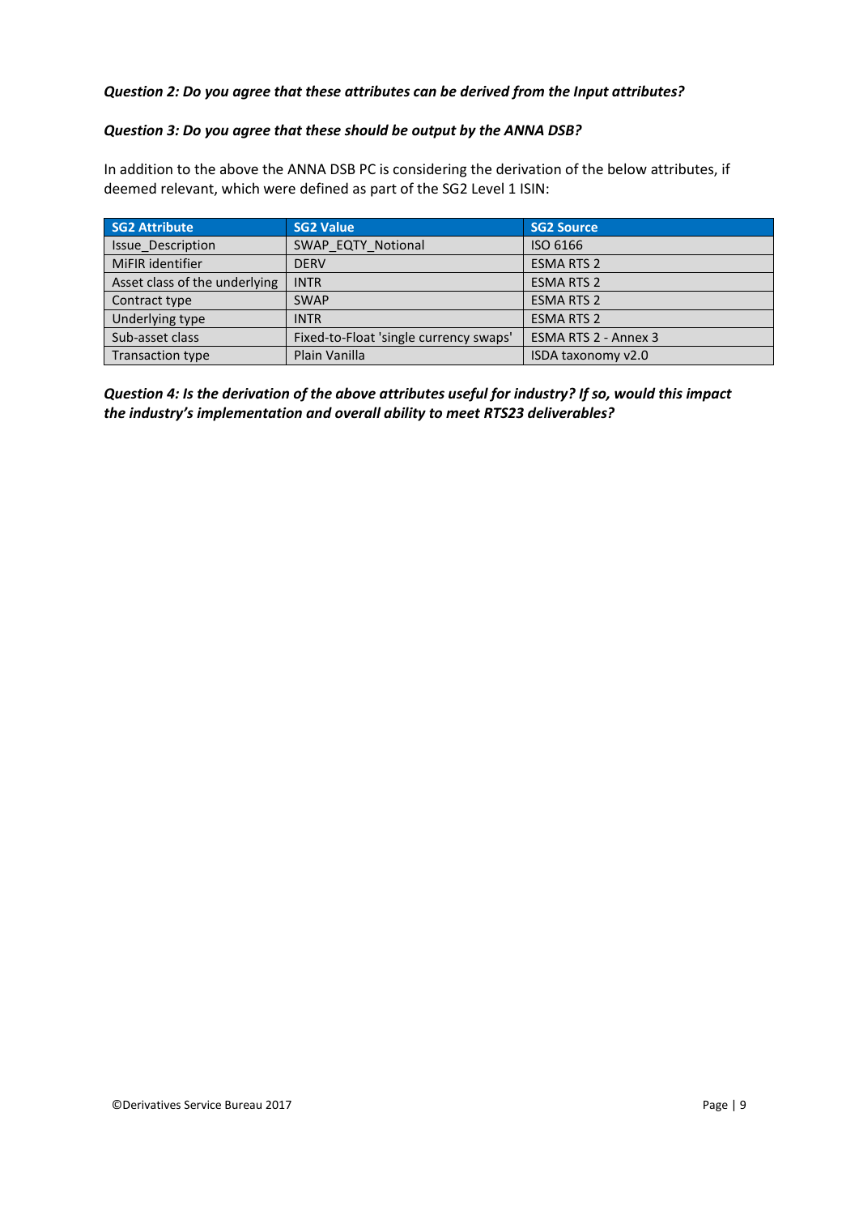***Question 2: Do you agree that these attributes can be derived from the Input attributes?***

***Question 3: Do you agree that these should be output by the ANNA DSB?***

In addition to the above the ANNA DSB PC is considering the derivation of the below attributes, if deemed relevant, which were defined as part of the SG2 Level 1 ISIN:

| SG2 Attribute | SG2 Value | SG2 Source |
|---|---|---|
| Issue_Description | SWAP_EQTY_Notional | ISO 6166 |
| MiFIR identifier | DERV | ESMA RTS 2 |
| Asset class of the underlying | INTR | ESMA RTS 2 |
| Contract type | SWAP | ESMA RTS 2 |
| Underlying type | INTR | ESMA RTS 2 |
| Sub-asset class | Fixed-to-Float 'single currency swaps' | ESMA RTS 2 - Annex 3 |
| Transaction type | Plain Vanilla | ISDA taxonomy v2.0 |

***Question 4: Is the derivation of the above attributes useful for industry? If so, would this impact the industry's implementation and overall ability to meet RTS23 deliverables?***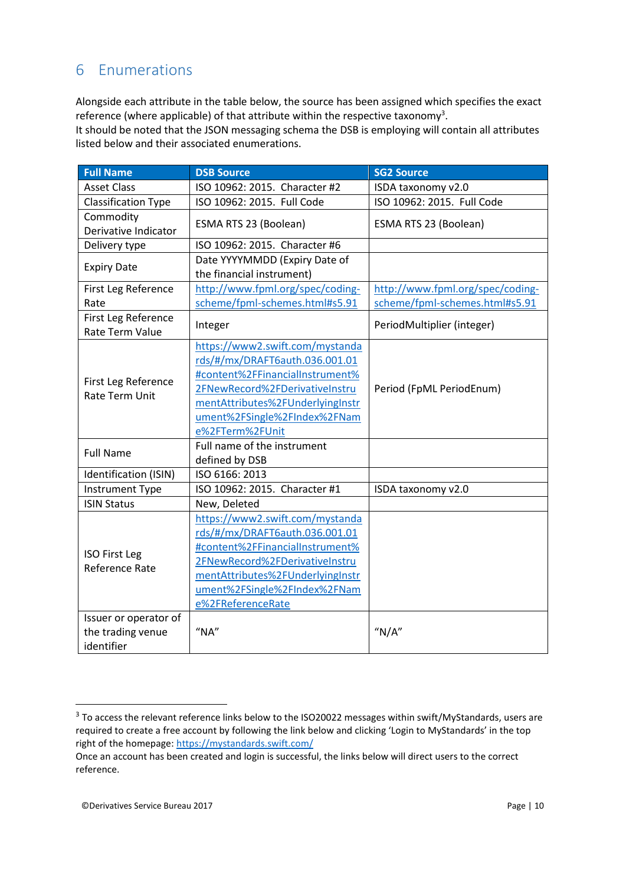# 6 Enumerations

Alongside each attribute in the table below, the source has been assigned which specifies the exact reference (where applicable) of that attribute within the respective taxonomy[3].
It should be noted that the JSON messaging schema the DSB is employing will contain all attributes listed below and their associated enumerations.

| Full Name | DSB Source | SG2 Source |
|---|---|---|
| Asset Class | ISO 10962: 2015. Character #2 | ISDA taxonomy v2.0 |
| Classification Type | ISO 10962: 2015. Full Code | ISO 10962: 2015. Full Code |
| Commodity Derivative Indicator | ESMA RTS 23 (Boolean) | ESMA RTS 23 (Boolean) |
| Delivery type | ISO 10962: 2015. Character #6 | |
| Expiry Date | Date YYYYMMDD (Expiry Date of the financial instrument) | |
| First Leg Reference Rate | http://www.fpml.org/spec/coding-scheme/fpml-schemes.html#s5.91 | http://www.fpml.org/spec/coding-scheme/fpml-schemes.html#s5.91 |
| First Leg Reference Rate Term Value | Integer | PeriodMultiplier (integer) |
| First Leg Reference Rate Term Unit | https://www2.swift.com/mystandards/#/mx/DRAFT6auth.036.001.01#content%2FFinancialInstrument%2FNewRecord%2FDerivativeInstrumentAttributes%2FUnderlyingInstrument%2FSingle%2FIndex%2FName%2FTerm%2FUnit | Period (FpML PeriodEnum) |
| Full Name | Full name of the instrument defined by DSB | |
| Identification (ISIN) | ISO 6166: 2013 | |
| Instrument Type | ISO 10962: 2015. Character #1 | ISDA taxonomy v2.0 |
| ISIN Status | New, Deleted | |
| ISO First Leg Reference Rate | https://www2.swift.com/mystandards/#/mx/DRAFT6auth.036.001.01#content%2FFinancialInstrument%2FNewRecord%2FDerivativeInstrumentAttributes%2FUnderlyingInstrument%2FSingle%2FIndex%2FName%2FReferenceRate | |
| Issuer or operator of the trading venue identifier | "NA" | "N/A" |

[3] To access the relevant reference links below to the ISO20022 messages within swift/MyStandards, users are required to create a free account by following the link below and clicking 'Login to MyStandards' in the top right of the homepage: https://mystandards.swift.com/
Once an account has been created and login is successful, the links below will direct users to the correct reference.

©Derivatives Service Bureau 2017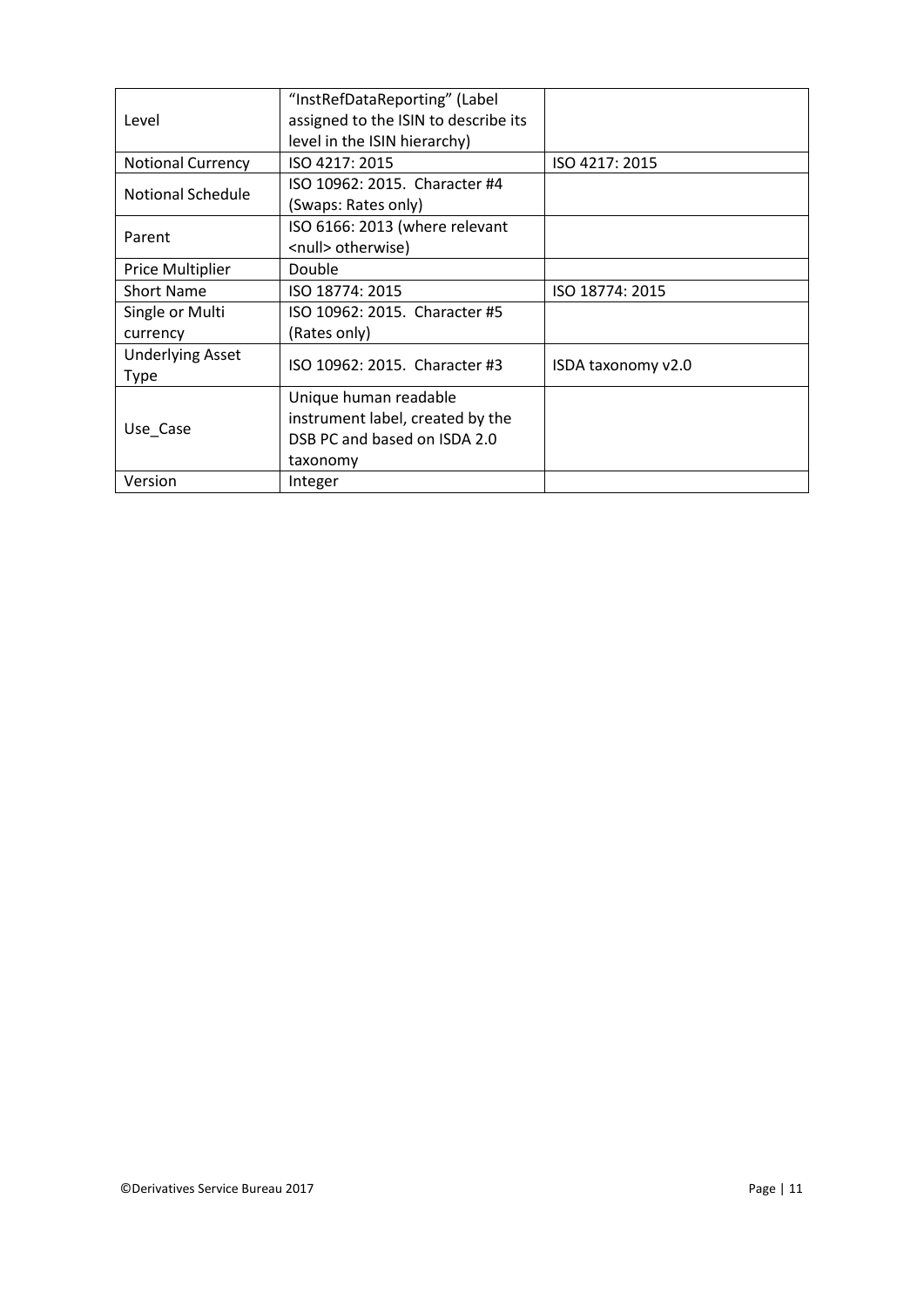| Level | "InstRefDataReporting" (Label assigned to the ISIN to describe its level in the ISIN hierarchy) | |
|---|---|---|
| Notional Currency | ISO 4217: 2015 | ISO 4217: 2015 |
| Notional Schedule | ISO 10962: 2015. Character #4 (Swaps: Rates only) | |
| Parent | ISO 6166: 2013 (where relevant <null> otherwise) | |
| Price Multiplier | Double | |
| Short Name | ISO 18774: 2015 | ISO 18774: 2015 |
| Single or Multi currency | ISO 10962: 2015. Character #5 (Rates only) | |
| Underlying Asset Type | ISO 10962: 2015. Character #3 | ISDA taxonomy v2.0 |
| Use_Case | Unique human readable instrument label, created by the DSB PC and based on ISDA 2.0 taxonomy | |
| Version | Integer | |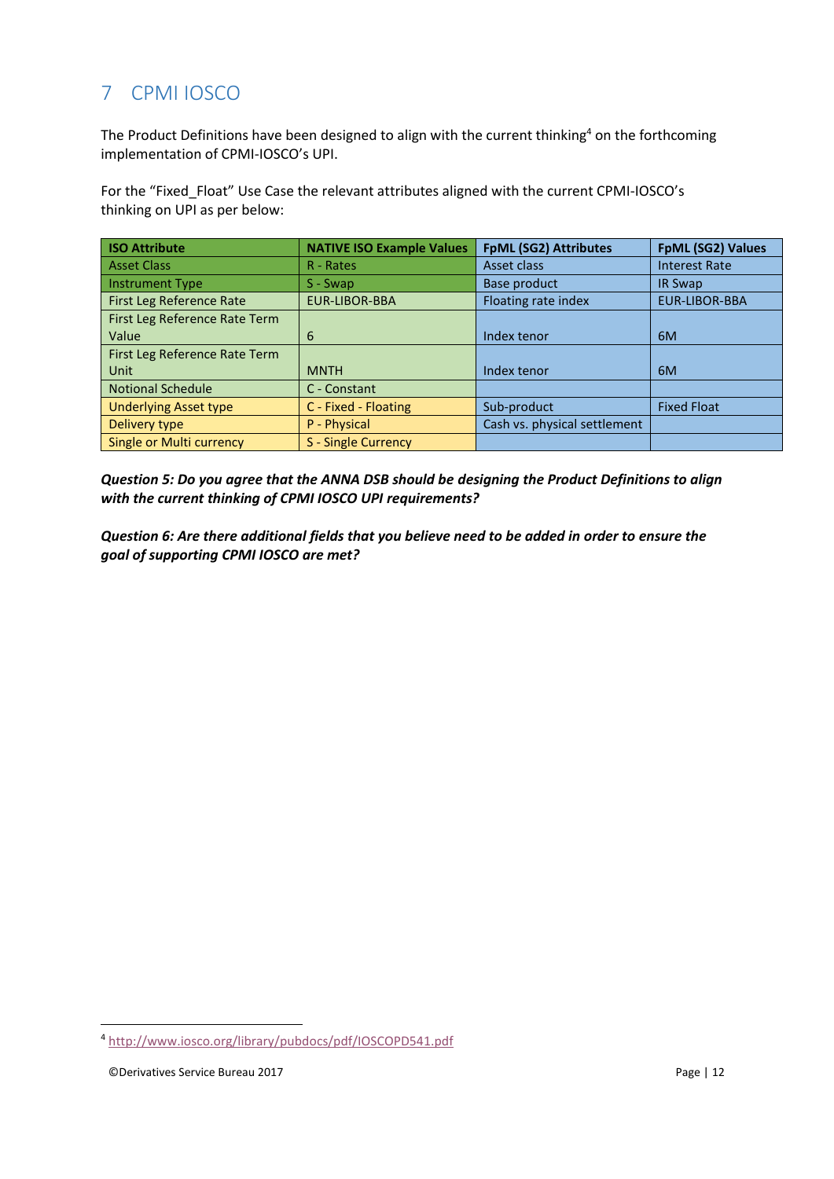# 7 CPMI IOSCO

The Product Definitions have been designed to align with the current thinking[4] on the forthcoming implementation of CPMI-IOSCO's UPI.

For the "Fixed_Float" Use Case the relevant attributes aligned with the current CPMI-IOSCO's thinking on UPI as per below:

| ISO Attribute | NATIVE ISO Example Values | FpML (SG2) Attributes | FpML (SG2) Values |
|---|---|---|---|
| Asset Class | R - Rates | Asset class | Interest Rate |
| Instrument Type | S - Swap | Base product | IR Swap |
| First Leg Reference Rate | EUR-LIBOR-BBA | Floating rate index | EUR-LIBOR-BBA |
| First Leg Reference Rate Term Value | 6 | Index tenor | 6M |
| First Leg Reference Rate Term Unit | MNTH | Index tenor | 6M |
| Notional Schedule | C - Constant | | |
| Underlying Asset type | C - Fixed - Floating | Sub-product | Fixed Float |
| Delivery type | P - Physical | Cash vs. physical settlement | |
| Single or Multi currency | S - Single Currency | | |

***Question 5: Do you agree that the ANNA DSB should be designing the Product Definitions to align with the current thinking of CPMI IOSCO UPI requirements?***

***Question 6: Are there additional fields that you believe need to be added in order to ensure the goal of supporting CPMI IOSCO are met?***

[4] http://www.iosco.org/library/pubdocs/pdf/IOSCOPD541.pdf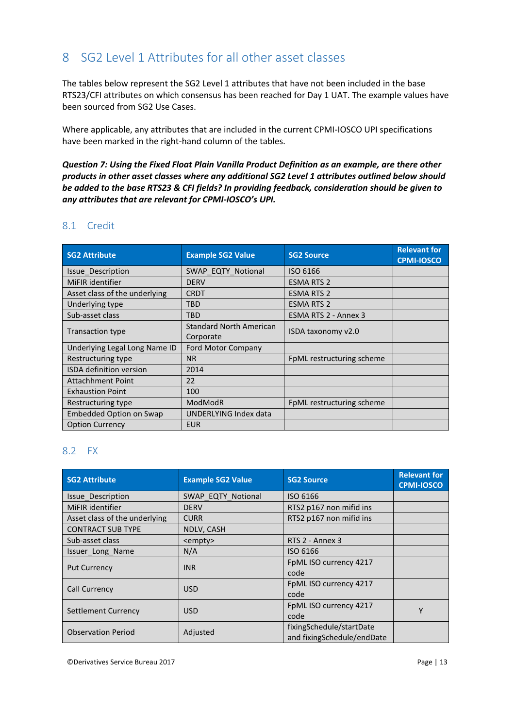# 8 SG2 Level 1 Attributes for all other asset classes

The tables below represent the SG2 Level 1 attributes that have not been included in the base RTS23/CFI attributes on which consensus has been reached for Day 1 UAT. The example values have been sourced from SG2 Use Cases.

Where applicable, any attributes that are included in the current CPMI-IOSCO UPI specifications have been marked in the right-hand column of the tables.

***Question 7: Using the Fixed Float Plain Vanilla Product Definition as an example, are there other products in other asset classes where any additional SG2 Level 1 attributes outlined below should be added to the base RTS23 & CFI fields? In providing feedback, consideration should be given to any attributes that are relevant for CPMI-IOSCO's UPI.***

## 8.1 Credit

| SG2 Attribute | Example SG2 Value | SG2 Source | Relevant for CPMI-IOSCO |
|---|---|---|---|
| Issue_Description | SWAP_EQTY_Notional | ISO 6166 | |
| MiFIR identifier | DERV | ESMA RTS 2 | |
| Asset class of the underlying | CRDT | ESMA RTS 2 | |
| Underlying type | TBD | ESMA RTS 2 | |
| Sub-asset class | TBD | ESMA RTS 2 - Annex 3 | |
| Transaction type | Standard North American Corporate | ISDA taxonomy v2.0 | |
| Underlying Legal Long Name ID | Ford Motor Company | | |
| Restructuring type | NR | FpML restructuring scheme | |
| ISDA definition version | 2014 | | |
| Attachment Point | 22 | | |
| Exhaustion Point | 100 | | |
| Restructuring type | ModModR | FpML restructuring scheme | |
| Embedded Option on Swap | UNDERLYING Index data | | |
| Option Currency | EUR | | |

## 8.2 FX

| SG2 Attribute | Example SG2 Value | SG2 Source | Relevant for CPMI-IOSCO |
|---|---|---|---|
| Issue_Description | SWAP_EQTY_Notional | ISO 6166 | |
| MiFIR identifier | DERV | RTS2 p167 non mifid ins | |
| Asset class of the underlying | CURR | RTS2 p167 non mifid ins | |
| CONTRACT SUB TYPE | NDLV, CASH | | |
| Sub-asset class | <empty> | RTS 2 - Annex 3 | |
| Issuer_Long_Name | N/A | ISO 6166 | |
| Put Currency | INR | FpML ISO currency 4217 code | |
| Call Currency | USD | FpML ISO currency 4217 code | |
| Settlement Currency | USD | FpML ISO currency 4217 code | Y |
| Observation Period | Adjusted | fixingSchedule/startDate and fixingSchedule/endDate | |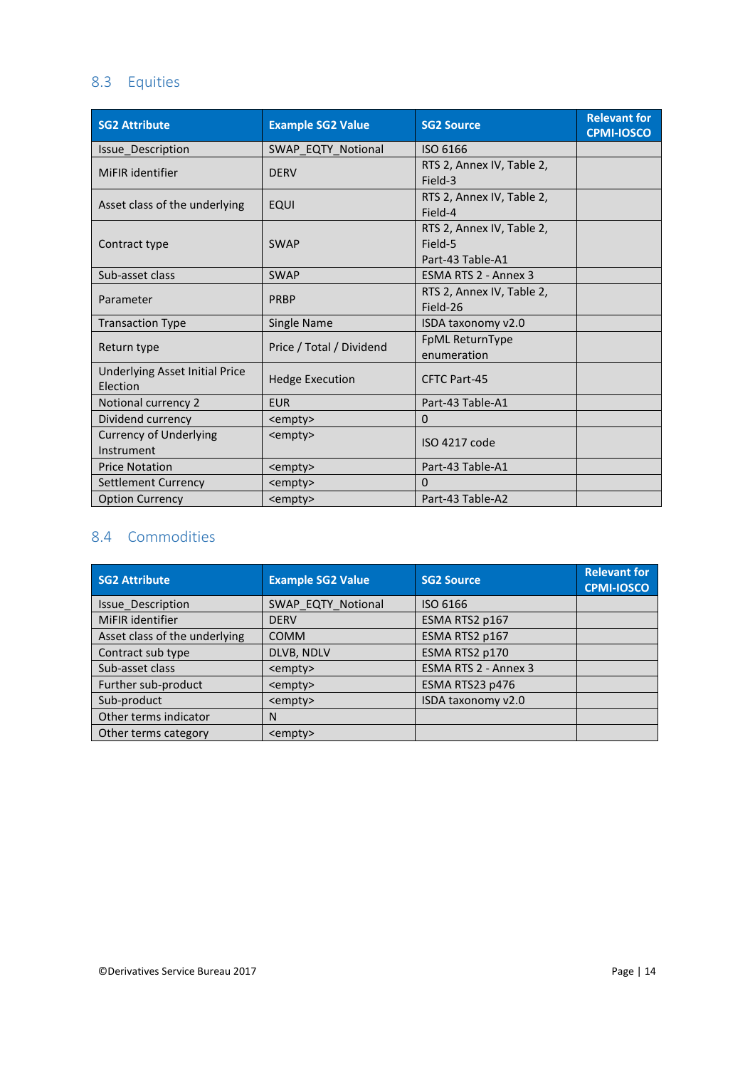## 8.3 Equities

| SG2 Attribute | Example SG2 Value | SG2 Source | Relevant for CPMI-IOSCO |
|---|---|---|---|
| Issue_Description | SWAP_EQTY_Notional | ISO 6166 | |
| MiFIR identifier | DERV | RTS 2, Annex IV, Table 2, Field-3 | |
| Asset class of the underlying | EQUI | RTS 2, Annex IV, Table 2, Field-4 | |
| Contract type | SWAP | RTS 2, Annex IV, Table 2, Field-5<br>Part-43 Table-A1 | |
| Sub-asset class | SWAP | ESMA RTS 2 - Annex 3 | |
| Parameter | PRBP | RTS 2, Annex IV, Table 2, Field-26 | |
| Transaction Type | Single Name | ISDA taxonomy v2.0 | |
| Return type | Price / Total / Dividend | FpML ReturnType enumeration | |
| Underlying Asset Initial Price Election | Hedge Execution | CFTC Part-45 | |
| Notional currency 2 | EUR | Part-43 Table-A1 | |
| Dividend currency | <empty> | 0 | |
| Currency of Underlying Instrument | <empty> | ISO 4217 code | |
| Price Notation | <empty> | Part-43 Table-A1 | |
| Settlement Currency | <empty> | 0 | |
| Option Currency | <empty> | Part-43 Table-A2 | |

## 8.4 Commodities

| SG2 Attribute | Example SG2 Value | SG2 Source | Relevant for CPMI-IOSCO |
|---|---|---|---|
| Issue_Description | SWAP_EQTY_Notional | ISO 6166 | |
| MiFIR identifier | DERV | ESMA RTS2 p167 | |
| Asset class of the underlying | COMM | ESMA RTS2 p167 | |
| Contract sub type | DLVB, NDLV | ESMA RTS2 p170 | |
| Sub-asset class | <empty> | ESMA RTS 2 - Annex 3 | |
| Further sub-product | <empty> | ESMA RTS23 p476 | |
| Sub-product | <empty> | ISDA taxonomy v2.0 | |
| Other terms indicator | N | | |
| Other terms category | <empty> | | |

©Derivatives Service Bureau 2017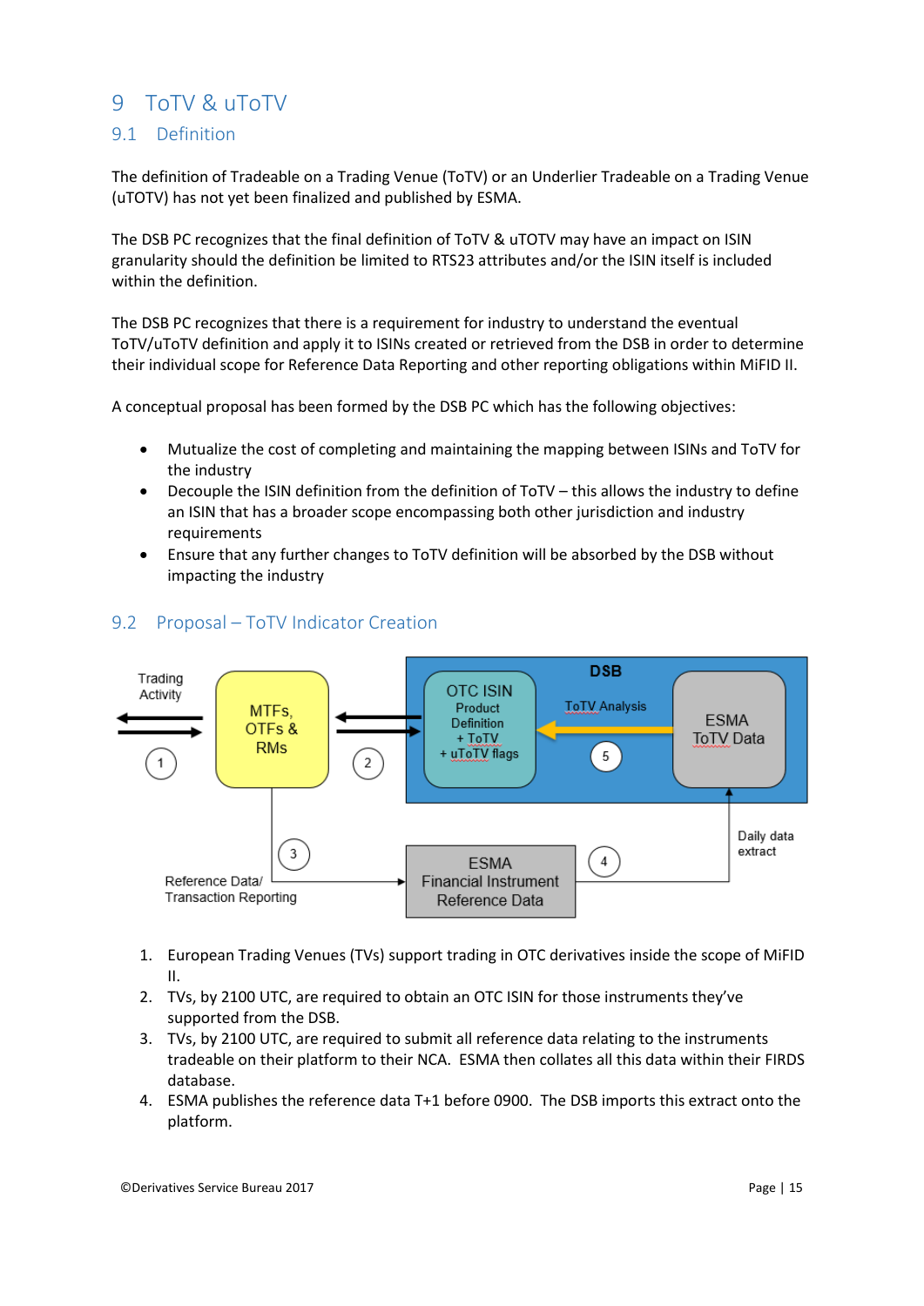# 9 ToTV & uToTV

## 9.1 Definition

The definition of Tradeable on a Trading Venue (ToTV) or an Underlier Tradeable on a Trading Venue (uTOTV) has not yet been finalized and published by ESMA.

The DSB PC recognizes that the final definition of ToTV & uTOTV may have an impact on ISIN granularity should the definition be limited to RTS23 attributes and/or the ISIN itself is included within the definition.

The DSB PC recognizes that there is a requirement for industry to understand the eventual ToTV/uToTV definition and apply it to ISINs created or retrieved from the DSB in order to determine their individual scope for Reference Data Reporting and other reporting obligations within MiFID II.

A conceptual proposal has been formed by the DSB PC which has the following objectives:

- Mutualize the cost of completing and maintaining the mapping between ISINs and ToTV for the industry
- Decouple the ISIN definition from the definition of ToTV – this allows the industry to define an ISIN that has a broader scope encompassing both other jurisdiction and industry requirements
- Ensure that any further changes to ToTV definition will be absorbed by the DSB without impacting the industry

## 9.2 Proposal – ToTV Indicator Creation

Trading Activity

1

MTFs, OTFs & RMs

2

DSB

OTC ISIN Product Definition + ToTV + uToTV flags

ToTV Analysis

5

ESMA ToTV Data

3

Reference Data/ Transaction Reporting

ESMA Financial Instrument Reference Data

4

Daily data extract

1. European Trading Venues (TVs) support trading in OTC derivatives inside the scope of MiFID II.
2. TVs, by 2100 UTC, are required to obtain an OTC ISIN for those instruments they've supported from the DSB.
3. TVs, by 2100 UTC, are required to submit all reference data relating to the instruments tradeable on their platform to their NCA. ESMA then collates all this data within their FIRDS database.
4. ESMA publishes the reference data T+1 before 0900. The DSB imports this extract onto the platform.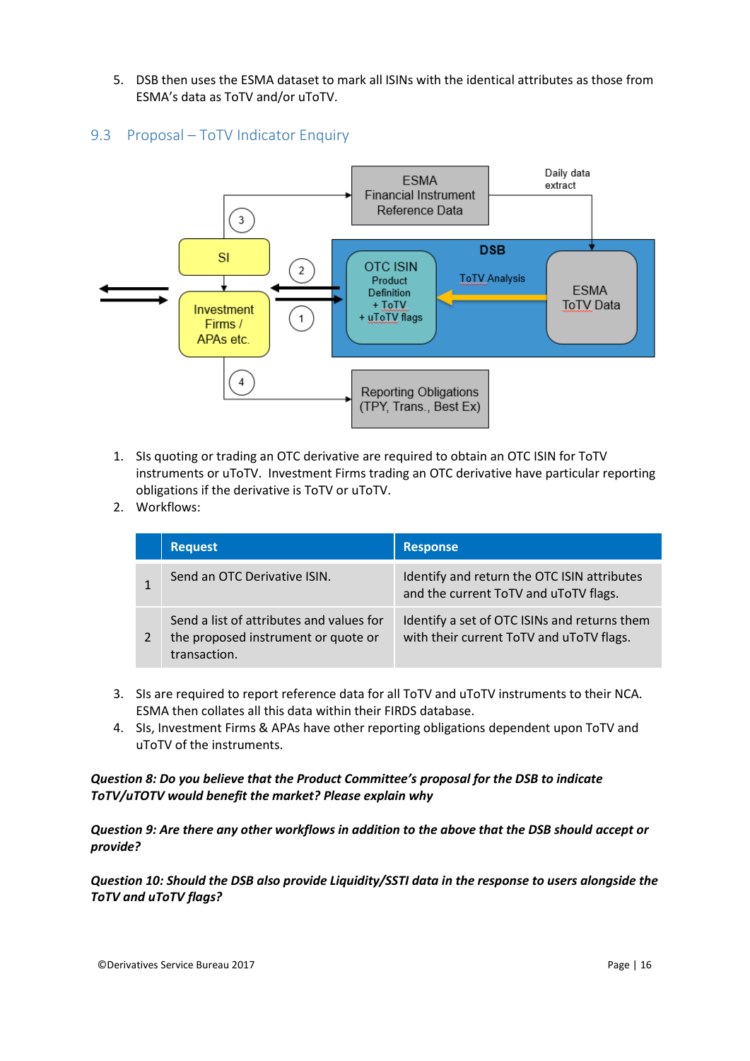5. DSB then uses the ESMA dataset to mark all ISINs with the identical attributes as those from ESMA's data as ToTV and/or uToTV.

## 9.3 Proposal – ToTV Indicator Enquiry

1. SIs quoting or trading an OTC derivative are required to obtain an OTC ISIN for ToTV instruments or uToTV. Investment Firms trading an OTC derivative have particular reporting obligations if the derivative is ToTV or uToTV.
2. Workflows:

| | Request | Response |
|---|---|---|
| 1 | Send an OTC Derivative ISIN. | Identify and return the OTC ISIN attributes and the current ToTV and uToTV flags. |
| 2 | Send a list of attributes and values for the proposed instrument or quote or transaction. | Identify a set of OTC ISINs and returns them with their current ToTV and uToTV flags. |

3. SIs are required to report reference data for all ToTV and uToTV instruments to their NCA. ESMA then collates all this data within their FIRDS database.
4. SIs, Investment Firms & APAs have other reporting obligations dependent upon ToTV and uToTV of the instruments.

***Question 8: Do you believe that the Product Committee's proposal for the DSB to indicate ToTV/uTOTV would benefit the market? Please explain why***

***Question 9: Are there any other workflows in addition to the above that the DSB should accept or provide?***

***Question 10: Should the DSB also provide Liquidity/SSTI data in the response to users alongside the ToTV and uToTV flags?***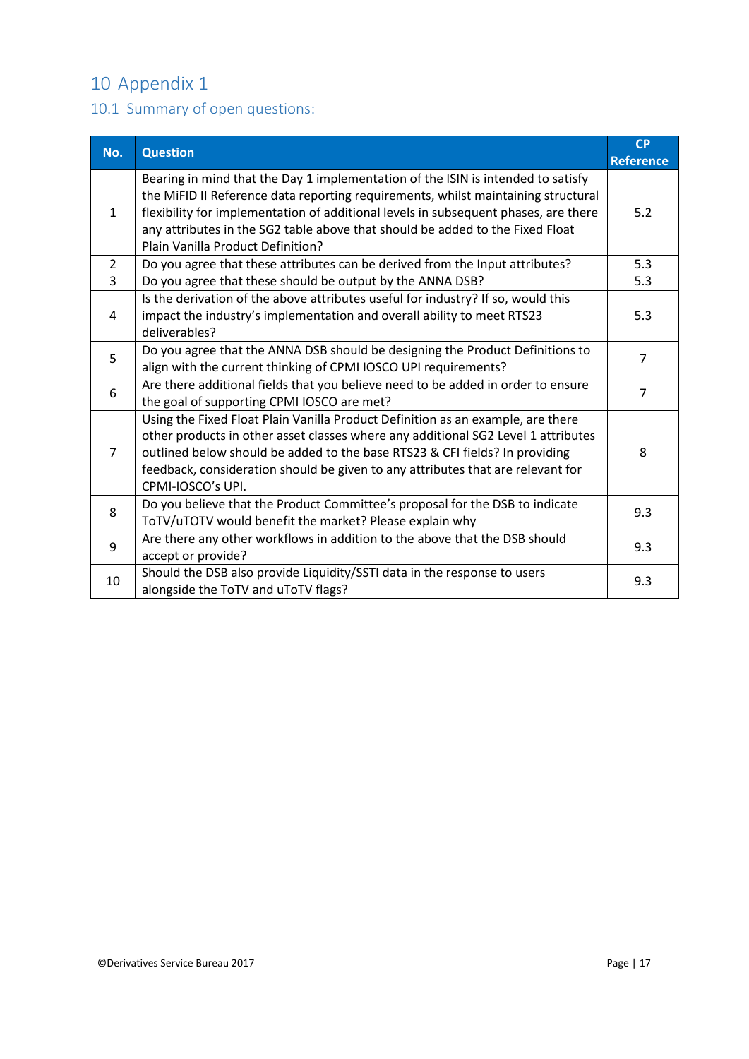# 10 Appendix 1

## 10.1 Summary of open questions:

| No. | Question | CP Reference |
|---|---|---|
| 1 | Bearing in mind that the Day 1 implementation of the ISIN is intended to satisfy the MiFID II Reference data reporting requirements, whilst maintaining structural flexibility for implementation of additional levels in subsequent phases, are there any attributes in the SG2 table above that should be added to the Fixed Float Plain Vanilla Product Definition? | 5.2 |
| 2 | Do you agree that these attributes can be derived from the Input attributes? | 5.3 |
| 3 | Do you agree that these should be output by the ANNA DSB? | 5.3 |
| 4 | Is the derivation of the above attributes useful for industry? If so, would this impact the industry's implementation and overall ability to meet RTS23 deliverables? | 5.3 |
| 5 | Do you agree that the ANNA DSB should be designing the Product Definitions to align with the current thinking of CPMI IOSCO UPI requirements? | 7 |
| 6 | Are there additional fields that you believe need to be added in order to ensure the goal of supporting CPMI IOSCO are met? | 7 |
| 7 | Using the Fixed Float Plain Vanilla Product Definition as an example, are there other products in other asset classes where any additional SG2 Level 1 attributes outlined below should be added to the base RTS23 & CFI fields? In providing feedback, consideration should be given to any attributes that are relevant for CPMI-IOSCO's UPI. | 8 |
| 8 | Do you believe that the Product Committee's proposal for the DSB to indicate ToTV/uTOTV would benefit the market? Please explain why | 9.3 |
| 9 | Are there any other workflows in addition to the above that the DSB should accept or provide? | 9.3 |
| 10 | Should the DSB also provide Liquidity/SSTI data in the response to users alongside the ToTV and uToTV flags? | 9.3 |

©Derivatives Service Bureau 2017